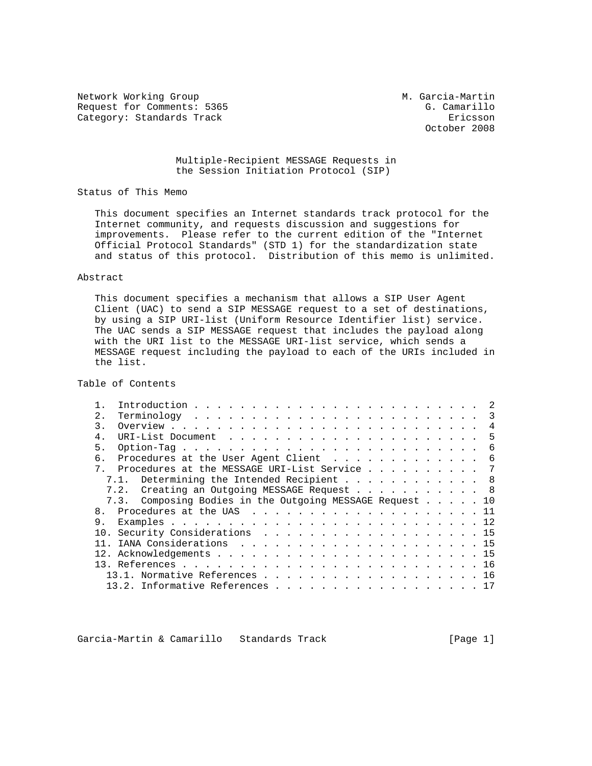Network Working Group M. Garcia-Martin
Request for Comments: 5365 G. Camarillo
Category: Standards Track Ericsson
October 2008

# Multiple-Recipient MESSAGE Requests in the Session Initiation Protocol (SIP)

## Status of This Memo

This document specifies an Internet standards track protocol for the Internet community, and requests discussion and suggestions for improvements. Please refer to the current edition of the "Internet Official Protocol Standards" (STD 1) for the standardization state and status of this protocol. Distribution of this memo is unlimited.

## Abstract

This document specifies a mechanism that allows a SIP User Agent Client (UAC) to send a SIP MESSAGE request to a set of destinations, by using a SIP URI-list (Uniform Resource Identifier list) service. The UAC sends a SIP MESSAGE request that includes the payload along with the URI list to the MESSAGE URI-list service, which sends a MESSAGE request including the payload to each of the URIs included in the list.

## Table of Contents

```
   1.  Introduction . . . . . . . . . . . . . . . . . . . . . . . . .  2
   2.  Terminology  . . . . . . . . . . . . . . . . . . . . . . . . .  3
   3.  Overview . . . . . . . . . . . . . . . . . . . . . . . . . . .  4
   4.  URI-List Document  . . . . . . . . . . . . . . . . . . . . . .  5
   5.  Option-Tag . . . . . . . . . . . . . . . . . . . . . . . . . .  6
   6.  Procedures at the User Agent Client  . . . . . . . . . . . . .  6
   7.  Procedures at the MESSAGE URI-List Service . . . . . . . . . .  7
     7.1.  Determining the Intended Recipient . . . . . . . . . . . .  8
     7.2.  Creating an Outgoing MESSAGE Request . . . . . . . . . . .  8
     7.3.  Composing Bodies in the Outgoing MESSAGE Request . . . . . 10
   8.  Procedures at the UAS  . . . . . . . . . . . . . . . . . . . . 11
   9.  Examples . . . . . . . . . . . . . . . . . . . . . . . . . . . 12
   10. Security Considerations  . . . . . . . . . . . . . . . . . . . 15
   11. IANA Considerations  . . . . . . . . . . . . . . . . . . . . . 15
   12. Acknowledgements . . . . . . . . . . . . . . . . . . . . . . . 15
   13. References . . . . . . . . . . . . . . . . . . . . . . . . . . 16
     13.1. Normative References . . . . . . . . . . . . . . . . . . . 16
     13.2. Informative References . . . . . . . . . . . . . . . . . . 17
```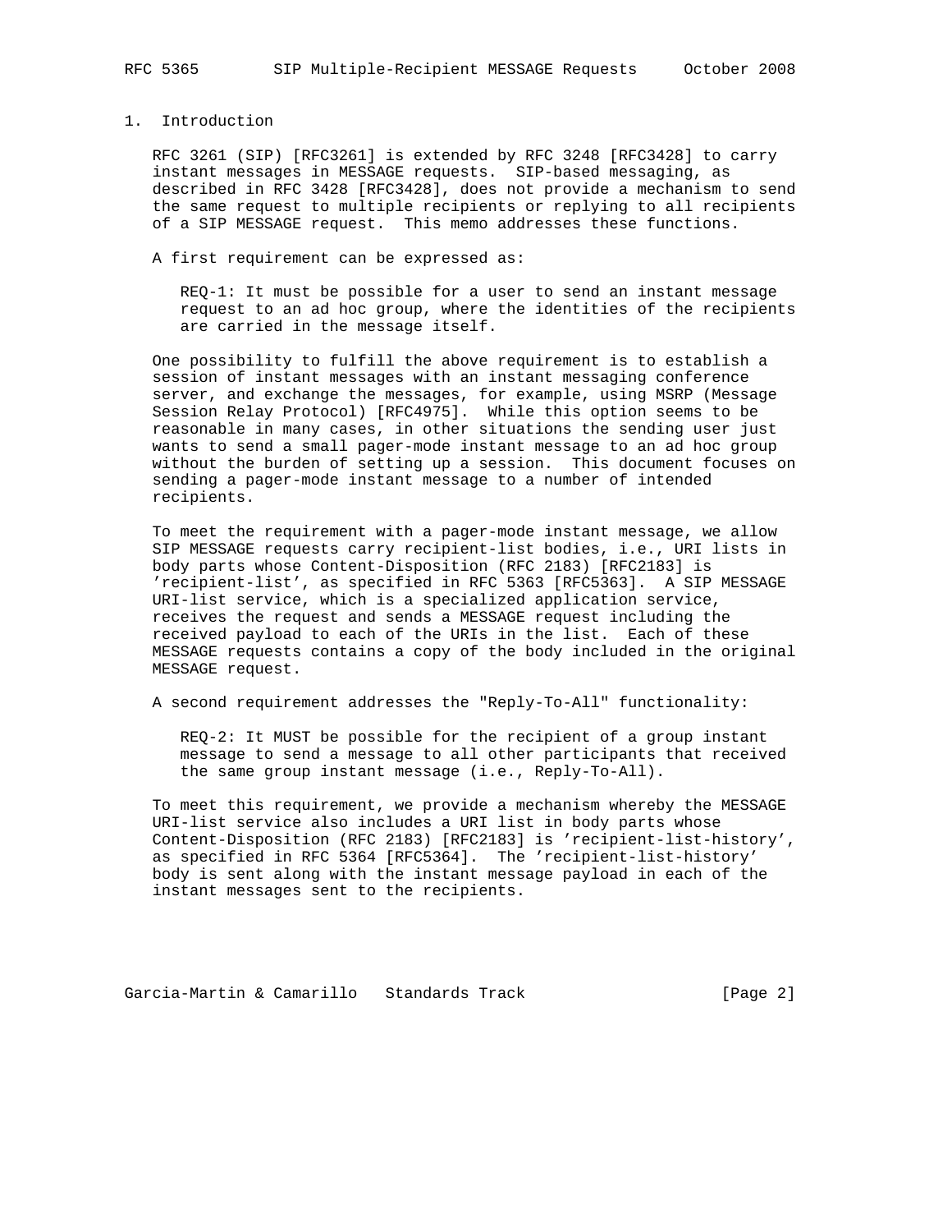## 1. Introduction

RFC 3261 (SIP) [RFC3261] is extended by RFC 3248 [RFC3428] to carry instant messages in MESSAGE requests. SIP-based messaging, as described in RFC 3428 [RFC3428], does not provide a mechanism to send the same request to multiple recipients or replying to all recipients of a SIP MESSAGE request. This memo addresses these functions.

A first requirement can be expressed as:

> REQ-1: It must be possible for a user to send an instant message request to an ad hoc group, where the identities of the recipients are carried in the message itself.

One possibility to fulfill the above requirement is to establish a session of instant messages with an instant messaging conference server, and exchange the messages, for example, using MSRP (Message Session Relay Protocol) [RFC4975]. While this option seems to be reasonable in many cases, in other situations the sending user just wants to send a small pager-mode instant message to an ad hoc group without the burden of setting up a session. This document focuses on sending a pager-mode instant message to a number of intended recipients.

To meet the requirement with a pager-mode instant message, we allow SIP MESSAGE requests carry recipient-list bodies, i.e., URI lists in body parts whose Content-Disposition (RFC 2183) [RFC2183] is 'recipient-list', as specified in RFC 5363 [RFC5363]. A SIP MESSAGE URI-list service, which is a specialized application service, receives the request and sends a MESSAGE request including the received payload to each of the URIs in the list. Each of these MESSAGE requests contains a copy of the body included in the original MESSAGE request.

A second requirement addresses the "Reply-To-All" functionality:

> REQ-2: It MUST be possible for the recipient of a group instant message to send a message to all other participants that received the same group instant message (i.e., Reply-To-All).

To meet this requirement, we provide a mechanism whereby the MESSAGE URI-list service also includes a URI list in body parts whose Content-Disposition (RFC 2183) [RFC2183] is 'recipient-list-history', as specified in RFC 5364 [RFC5364]. The 'recipient-list-history' body is sent along with the instant message payload in each of the instant messages sent to the recipients.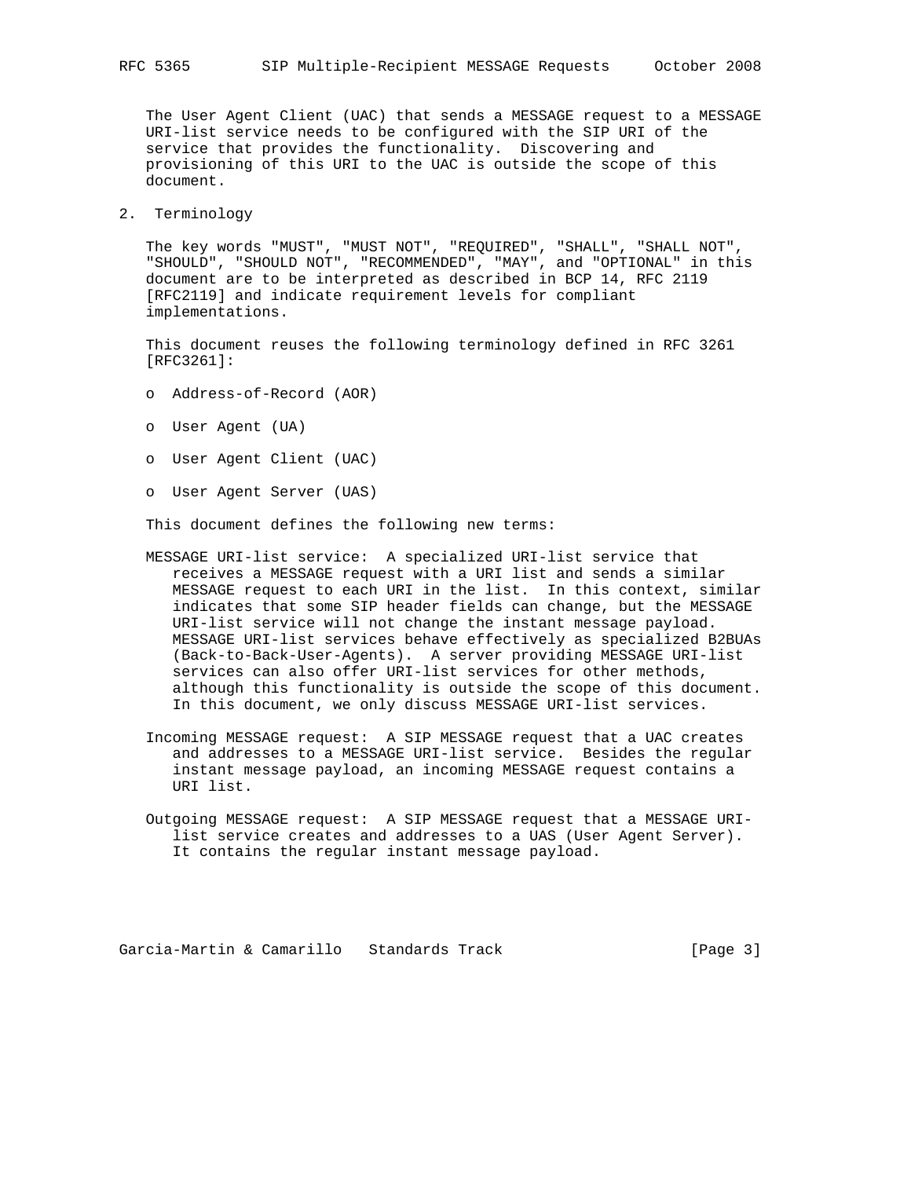The User Agent Client (UAC) that sends a MESSAGE request to a MESSAGE URI-list service needs to be configured with the SIP URI of the service that provides the functionality. Discovering and provisioning of this URI to the UAC is outside the scope of this document.

## 2. Terminology

The key words "MUST", "MUST NOT", "REQUIRED", "SHALL", "SHALL NOT", "SHOULD", "SHOULD NOT", "RECOMMENDED", "MAY", and "OPTIONAL" in this document are to be interpreted as described in BCP 14, RFC 2119 [RFC2119] and indicate requirement levels for compliant implementations.

This document reuses the following terminology defined in RFC 3261 [RFC3261]:

- Address-of-Record (AOR)
- User Agent (UA)
- User Agent Client (UAC)
- User Agent Server (UAS)

This document defines the following new terms:

MESSAGE URI-list service: A specialized URI-list service that receives a MESSAGE request with a URI list and sends a similar MESSAGE request to each URI in the list. In this context, similar indicates that some SIP header fields can change, but the MESSAGE URI-list service will not change the instant message payload. MESSAGE URI-list services behave effectively as specialized B2BUAs (Back-to-Back-User-Agents). A server providing MESSAGE URI-list services can also offer URI-list services for other methods, although this functionality is outside the scope of this document. In this document, we only discuss MESSAGE URI-list services.

Incoming MESSAGE request: A SIP MESSAGE request that a UAC creates and addresses to a MESSAGE URI-list service. Besides the regular instant message payload, an incoming MESSAGE request contains a URI list.

Outgoing MESSAGE request: A SIP MESSAGE request that a MESSAGE URI-list service creates and addresses to a UAS (User Agent Server). It contains the regular instant message payload.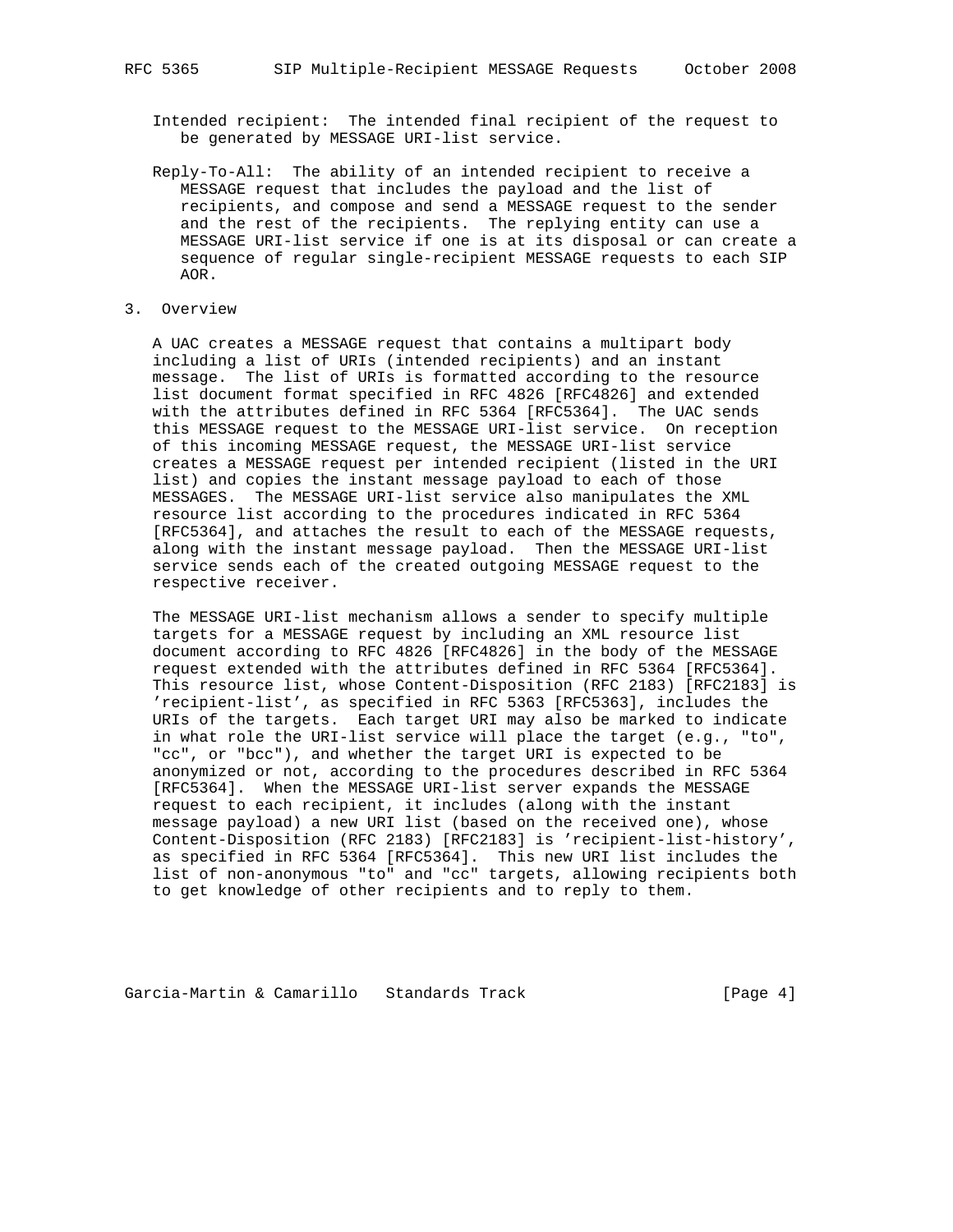Intended recipient: The intended final recipient of the request to be generated by MESSAGE URI-list service.

Reply-To-All: The ability of an intended recipient to receive a MESSAGE request that includes the payload and the list of recipients, and compose and send a MESSAGE request to the sender and the rest of the recipients. The replying entity can use a MESSAGE URI-list service if one is at its disposal or can create a sequence of regular single-recipient MESSAGE requests to each SIP AOR.

## 3. Overview

A UAC creates a MESSAGE request that contains a multipart body including a list of URIs (intended recipients) and an instant message. The list of URIs is formatted according to the resource list document format specified in RFC 4826 [RFC4826] and extended with the attributes defined in RFC 5364 [RFC5364]. The UAC sends this MESSAGE request to the MESSAGE URI-list service. On reception of this incoming MESSAGE request, the MESSAGE URI-list service creates a MESSAGE request per intended recipient (listed in the URI list) and copies the instant message payload to each of those MESSAGES. The MESSAGE URI-list service also manipulates the XML resource list according to the procedures indicated in RFC 5364 [RFC5364], and attaches the result to each of the MESSAGE requests, along with the instant message payload. Then the MESSAGE URI-list service sends each of the created outgoing MESSAGE request to the respective receiver.

The MESSAGE URI-list mechanism allows a sender to specify multiple targets for a MESSAGE request by including an XML resource list document according to RFC 4826 [RFC4826] in the body of the MESSAGE request extended with the attributes defined in RFC 5364 [RFC5364]. This resource list, whose Content-Disposition (RFC 2183) [RFC2183] is 'recipient-list', as specified in RFC 5363 [RFC5363], includes the URIs of the targets. Each target URI may also be marked to indicate in what role the URI-list service will place the target (e.g., "to", "cc", or "bcc"), and whether the target URI is expected to be anonymized or not, according to the procedures described in RFC 5364 [RFC5364]. When the MESSAGE URI-list server expands the MESSAGE request to each recipient, it includes (along with the instant message payload) a new URI list (based on the received one), whose Content-Disposition (RFC 2183) [RFC2183] is 'recipient-list-history', as specified in RFC 5364 [RFC5364]. This new URI list includes the list of non-anonymous "to" and "cc" targets, allowing recipients both to get knowledge of other recipients and to reply to them.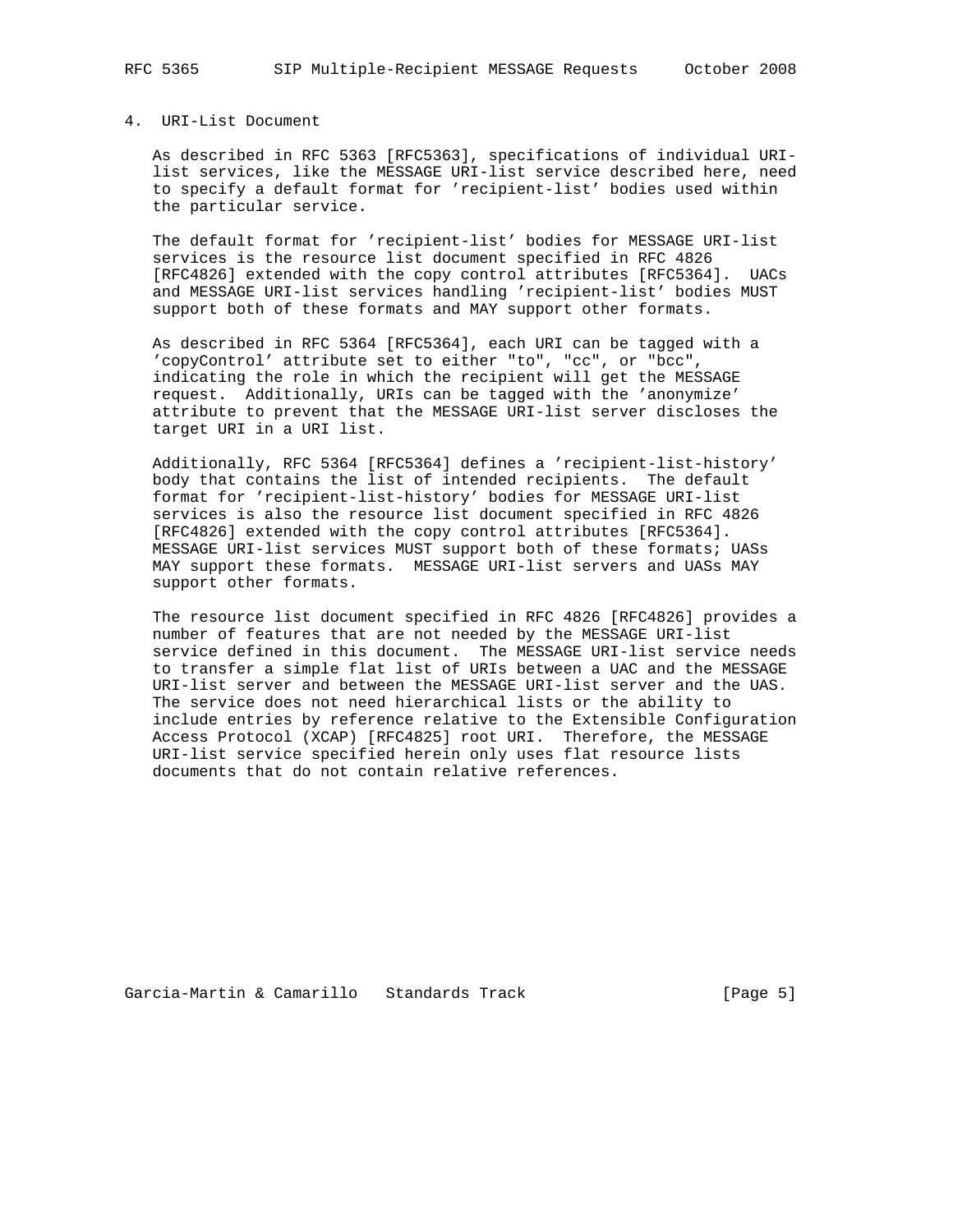## 4. URI-List Document

As described in RFC 5363 [RFC5363], specifications of individual URI-list services, like the MESSAGE URI-list service described here, need to specify a default format for 'recipient-list' bodies used within the particular service.

The default format for 'recipient-list' bodies for MESSAGE URI-list services is the resource list document specified in RFC 4826 [RFC4826] extended with the copy control attributes [RFC5364]. UACs and MESSAGE URI-list services handling 'recipient-list' bodies MUST support both of these formats and MAY support other formats.

As described in RFC 5364 [RFC5364], each URI can be tagged with a 'copyControl' attribute set to either "to", "cc", or "bcc", indicating the role in which the recipient will get the MESSAGE request. Additionally, URIs can be tagged with the 'anonymize' attribute to prevent that the MESSAGE URI-list server discloses the target URI in a URI list.

Additionally, RFC 5364 [RFC5364] defines a 'recipient-list-history' body that contains the list of intended recipients. The default format for 'recipient-list-history' bodies for MESSAGE URI-list services is also the resource list document specified in RFC 4826 [RFC4826] extended with the copy control attributes [RFC5364]. MESSAGE URI-list services MUST support both of these formats; UASs MAY support these formats. MESSAGE URI-list servers and UASs MAY support other formats.

The resource list document specified in RFC 4826 [RFC4826] provides a number of features that are not needed by the MESSAGE URI-list service defined in this document. The MESSAGE URI-list service needs to transfer a simple flat list of URIs between a UAC and the MESSAGE URI-list server and between the MESSAGE URI-list server and the UAS. The service does not need hierarchical lists or the ability to include entries by reference relative to the Extensible Configuration Access Protocol (XCAP) [RFC4825] root URI. Therefore, the MESSAGE URI-list service specified herein only uses flat resource lists documents that do not contain relative references.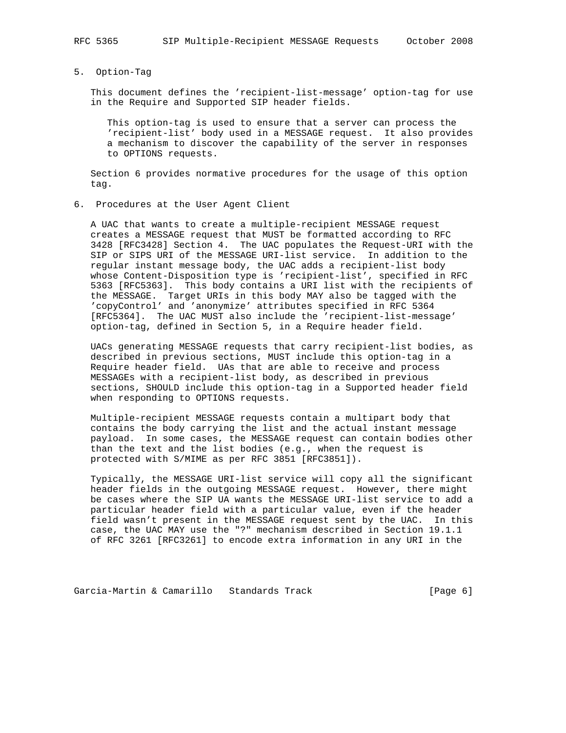## 5. Option-Tag

This document defines the 'recipient-list-message' option-tag for use in the Require and Supported SIP header fields.

> This option-tag is used to ensure that a server can process the 'recipient-list' body used in a MESSAGE request. It also provides a mechanism to discover the capability of the server in responses to OPTIONS requests.

Section 6 provides normative procedures for the usage of this option tag.

## 6. Procedures at the User Agent Client

A UAC that wants to create a multiple-recipient MESSAGE request creates a MESSAGE request that MUST be formatted according to RFC 3428 [RFC3428] Section 4. The UAC populates the Request-URI with the SIP or SIPS URI of the MESSAGE URI-list service. In addition to the regular instant message body, the UAC adds a recipient-list body whose Content-Disposition type is 'recipient-list', specified in RFC 5363 [RFC5363]. This body contains a URI list with the recipients of the MESSAGE. Target URIs in this body MAY also be tagged with the 'copyControl' and 'anonymize' attributes specified in RFC 5364 [RFC5364]. The UAC MUST also include the 'recipient-list-message' option-tag, defined in Section 5, in a Require header field.

UACs generating MESSAGE requests that carry recipient-list bodies, as described in previous sections, MUST include this option-tag in a Require header field. UAs that are able to receive and process MESSAGEs with a recipient-list body, as described in previous sections, SHOULD include this option-tag in a Supported header field when responding to OPTIONS requests.

Multiple-recipient MESSAGE requests contain a multipart body that contains the body carrying the list and the actual instant message payload. In some cases, the MESSAGE request can contain bodies other than the text and the list bodies (e.g., when the request is protected with S/MIME as per RFC 3851 [RFC3851]).

Typically, the MESSAGE URI-list service will copy all the significant header fields in the outgoing MESSAGE request. However, there might be cases where the SIP UA wants the MESSAGE URI-list service to add a particular header field with a particular value, even if the header field wasn't present in the MESSAGE request sent by the UAC. In this case, the UAC MAY use the "?" mechanism described in Section 19.1.1 of RFC 3261 [RFC3261] to encode extra information in any URI in the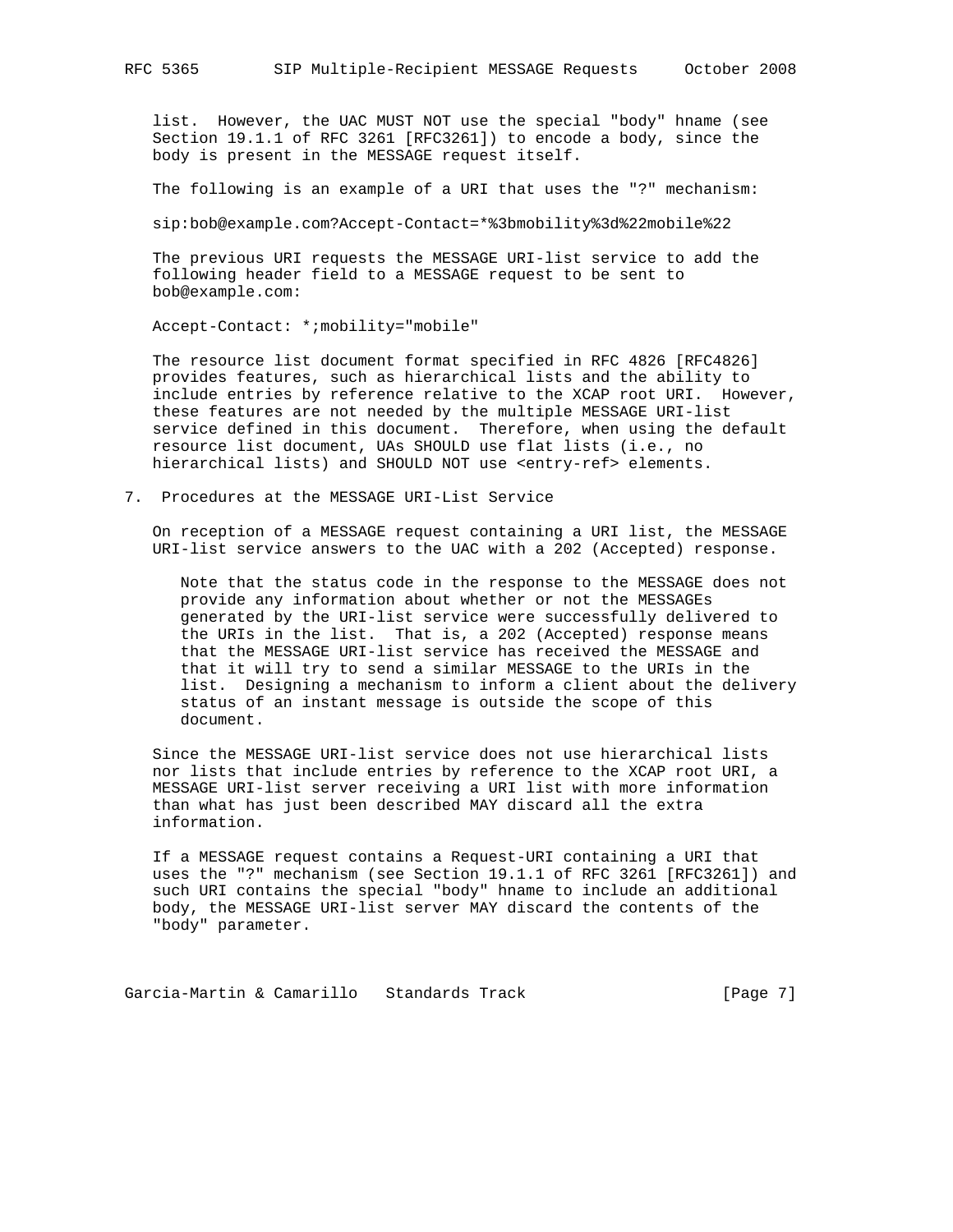list. However, the UAC MUST NOT use the special "body" hname (see Section 19.1.1 of RFC 3261 [RFC3261]) to encode a body, since the body is present in the MESSAGE request itself.

The following is an example of a URI that uses the "?" mechanism:

```
sip:bob@example.com?Accept-Contact=*%3bmobility%3d%22mobile%22
```

The previous URI requests the MESSAGE URI-list service to add the following header field to a MESSAGE request to be sent to bob@example.com:

```
Accept-Contact: *;mobility="mobile"
```

The resource list document format specified in RFC 4826 [RFC4826] provides features, such as hierarchical lists and the ability to include entries by reference relative to the XCAP root URI. However, these features are not needed by the multiple MESSAGE URI-list service defined in this document. Therefore, when using the default resource list document, UAs SHOULD use flat lists (i.e., no hierarchical lists) and SHOULD NOT use <entry-ref> elements.

## 7. Procedures at the MESSAGE URI-List Service

On reception of a MESSAGE request containing a URI list, the MESSAGE URI-list service answers to the UAC with a 202 (Accepted) response.

> Note that the status code in the response to the MESSAGE does not provide any information about whether or not the MESSAGEs generated by the URI-list service were successfully delivered to the URIs in the list. That is, a 202 (Accepted) response means that the MESSAGE URI-list service has received the MESSAGE and that it will try to send a similar MESSAGE to the URIs in the list. Designing a mechanism to inform a client about the delivery status of an instant message is outside the scope of this document.

Since the MESSAGE URI-list service does not use hierarchical lists nor lists that include entries by reference to the XCAP root URI, a MESSAGE URI-list server receiving a URI list with more information than what has just been described MAY discard all the extra information.

If a MESSAGE request contains a Request-URI containing a URI that uses the "?" mechanism (see Section 19.1.1 of RFC 3261 [RFC3261]) and such URI contains the special "body" hname to include an additional body, the MESSAGE URI-list server MAY discard the contents of the "body" parameter.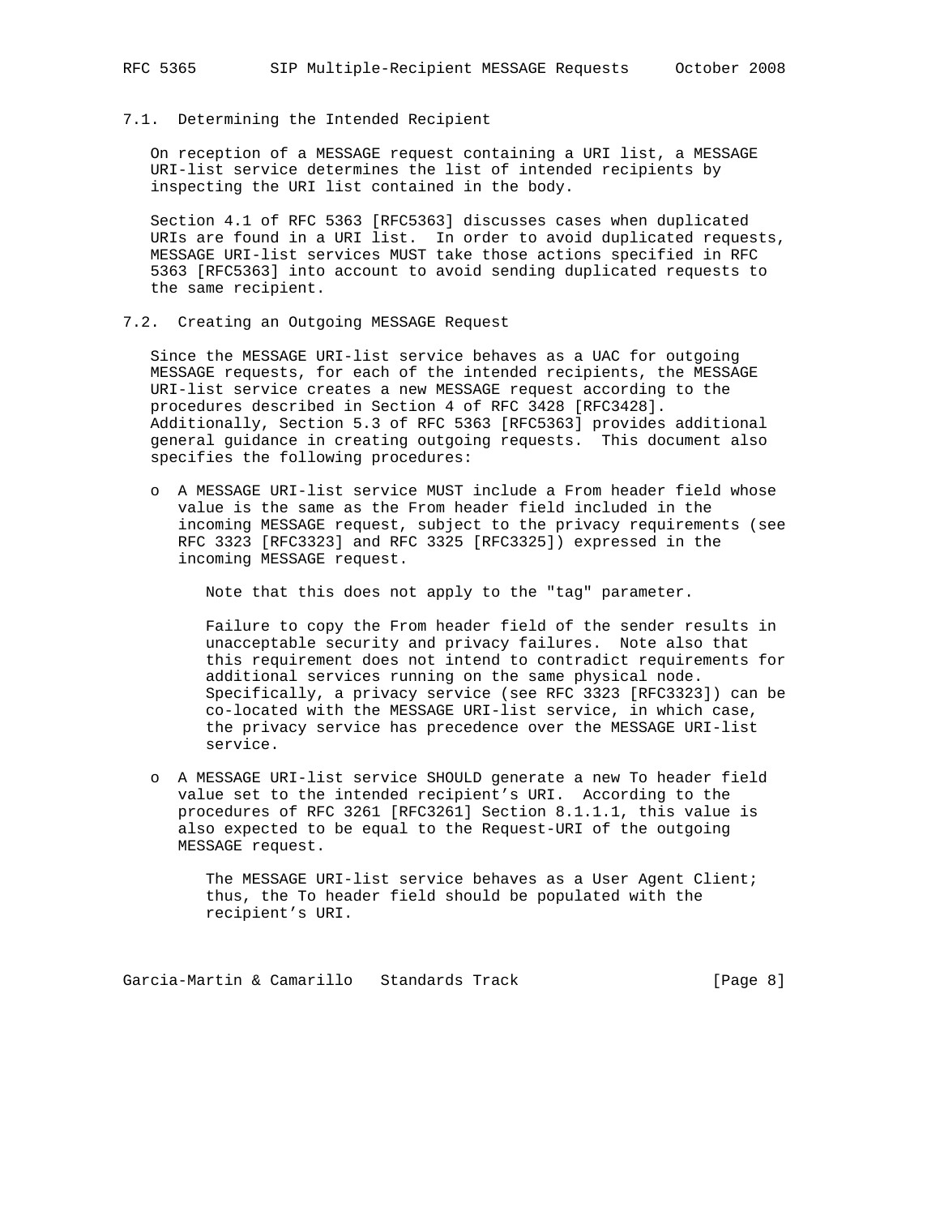### 7.1. Determining the Intended Recipient

On reception of a MESSAGE request containing a URI list, a MESSAGE URI-list service determines the list of intended recipients by inspecting the URI list contained in the body.

Section 4.1 of RFC 5363 [RFC5363] discusses cases when duplicated URIs are found in a URI list. In order to avoid duplicated requests, MESSAGE URI-list services MUST take those actions specified in RFC 5363 [RFC5363] into account to avoid sending duplicated requests to the same recipient.

### 7.2. Creating an Outgoing MESSAGE Request

Since the MESSAGE URI-list service behaves as a UAC for outgoing MESSAGE requests, for each of the intended recipients, the MESSAGE URI-list service creates a new MESSAGE request according to the procedures described in Section 4 of RFC 3428 [RFC3428]. Additionally, Section 5.3 of RFC 5363 [RFC5363] provides additional general guidance in creating outgoing requests. This document also specifies the following procedures:

- A MESSAGE URI-list service MUST include a From header field whose value is the same as the From header field included in the incoming MESSAGE request, subject to the privacy requirements (see RFC 3323 [RFC3323] and RFC 3325 [RFC3325]) expressed in the incoming MESSAGE request.

  Note that this does not apply to the "tag" parameter.

  Failure to copy the From header field of the sender results in unacceptable security and privacy failures. Note also that this requirement does not intend to contradict requirements for additional services running on the same physical node. Specifically, a privacy service (see RFC 3323 [RFC3323]) can be co-located with the MESSAGE URI-list service, in which case, the privacy service has precedence over the MESSAGE URI-list service.

- A MESSAGE URI-list service SHOULD generate a new To header field value set to the intended recipient's URI. According to the procedures of RFC 3261 [RFC3261] Section 8.1.1.1, this value is also expected to be equal to the Request-URI of the outgoing MESSAGE request.

  The MESSAGE URI-list service behaves as a User Agent Client; thus, the To header field should be populated with the recipient's URI.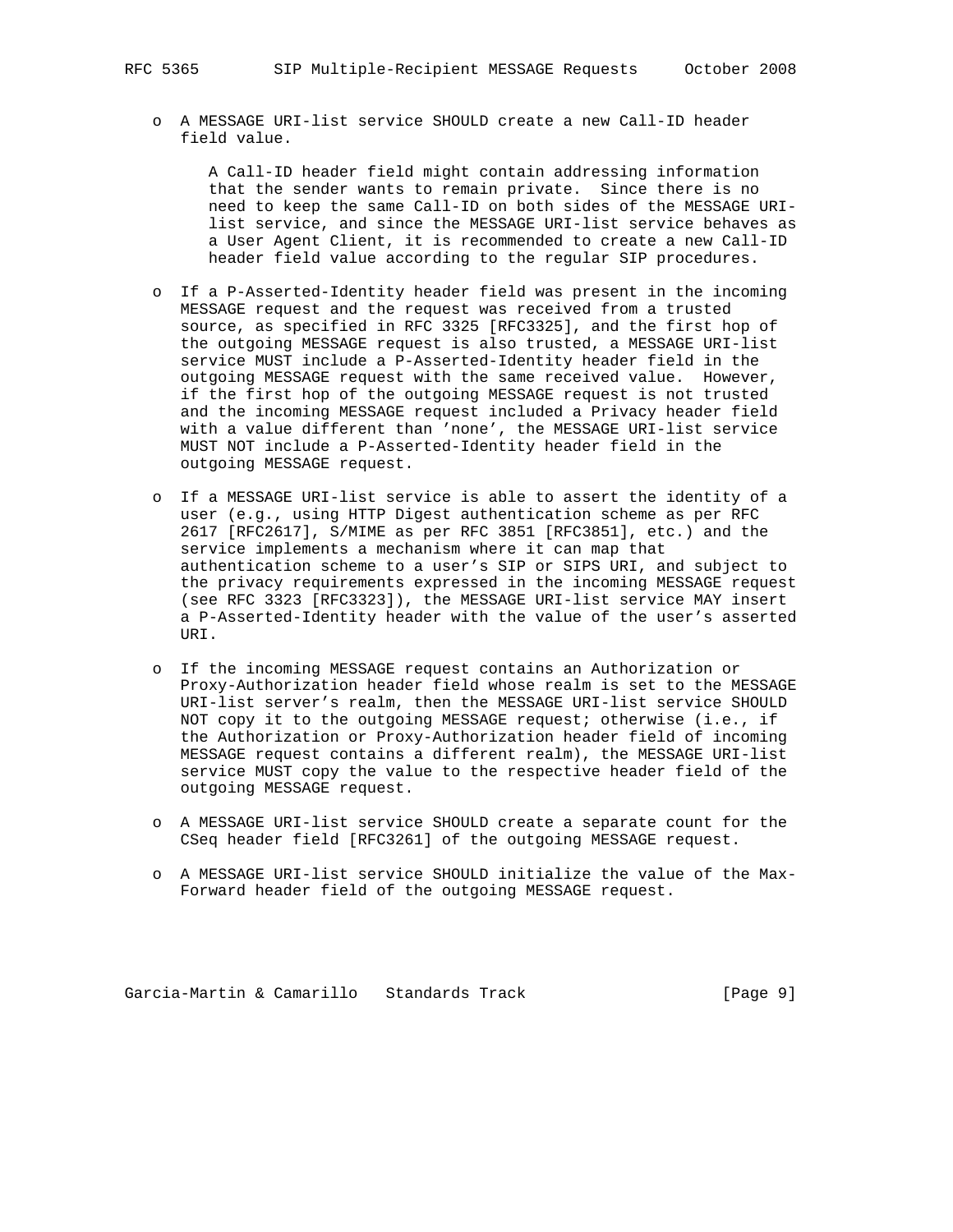- A MESSAGE URI-list service SHOULD create a new Call-ID header field value.

  A Call-ID header field might contain addressing information that the sender wants to remain private. Since there is no need to keep the same Call-ID on both sides of the MESSAGE URI-list service, and since the MESSAGE URI-list service behaves as a User Agent Client, it is recommended to create a new Call-ID header field value according to the regular SIP procedures.

- If a P-Asserted-Identity header field was present in the incoming MESSAGE request and the request was received from a trusted source, as specified in RFC 3325 [RFC3325], and the first hop of the outgoing MESSAGE request is also trusted, a MESSAGE URI-list service MUST include a P-Asserted-Identity header field in the outgoing MESSAGE request with the same received value. However, if the first hop of the outgoing MESSAGE request is not trusted and the incoming MESSAGE request included a Privacy header field with a value different than 'none', the MESSAGE URI-list service MUST NOT include a P-Asserted-Identity header field in the outgoing MESSAGE request.

- If a MESSAGE URI-list service is able to assert the identity of a user (e.g., using HTTP Digest authentication scheme as per RFC 2617 [RFC2617], S/MIME as per RFC 3851 [RFC3851], etc.) and the service implements a mechanism where it can map that authentication scheme to a user's SIP or SIPS URI, and subject to the privacy requirements expressed in the incoming MESSAGE request (see RFC 3323 [RFC3323]), the MESSAGE URI-list service MAY insert a P-Asserted-Identity header with the value of the user's asserted URI.

- If the incoming MESSAGE request contains an Authorization or Proxy-Authorization header field whose realm is set to the MESSAGE URI-list server's realm, then the MESSAGE URI-list service SHOULD NOT copy it to the outgoing MESSAGE request; otherwise (i.e., if the Authorization or Proxy-Authorization header field of incoming MESSAGE request contains a different realm), the MESSAGE URI-list service MUST copy the value to the respective header field of the outgoing MESSAGE request.

- A MESSAGE URI-list service SHOULD create a separate count for the CSeq header field [RFC3261] of the outgoing MESSAGE request.

- A MESSAGE URI-list service SHOULD initialize the value of the Max-Forward header field of the outgoing MESSAGE request.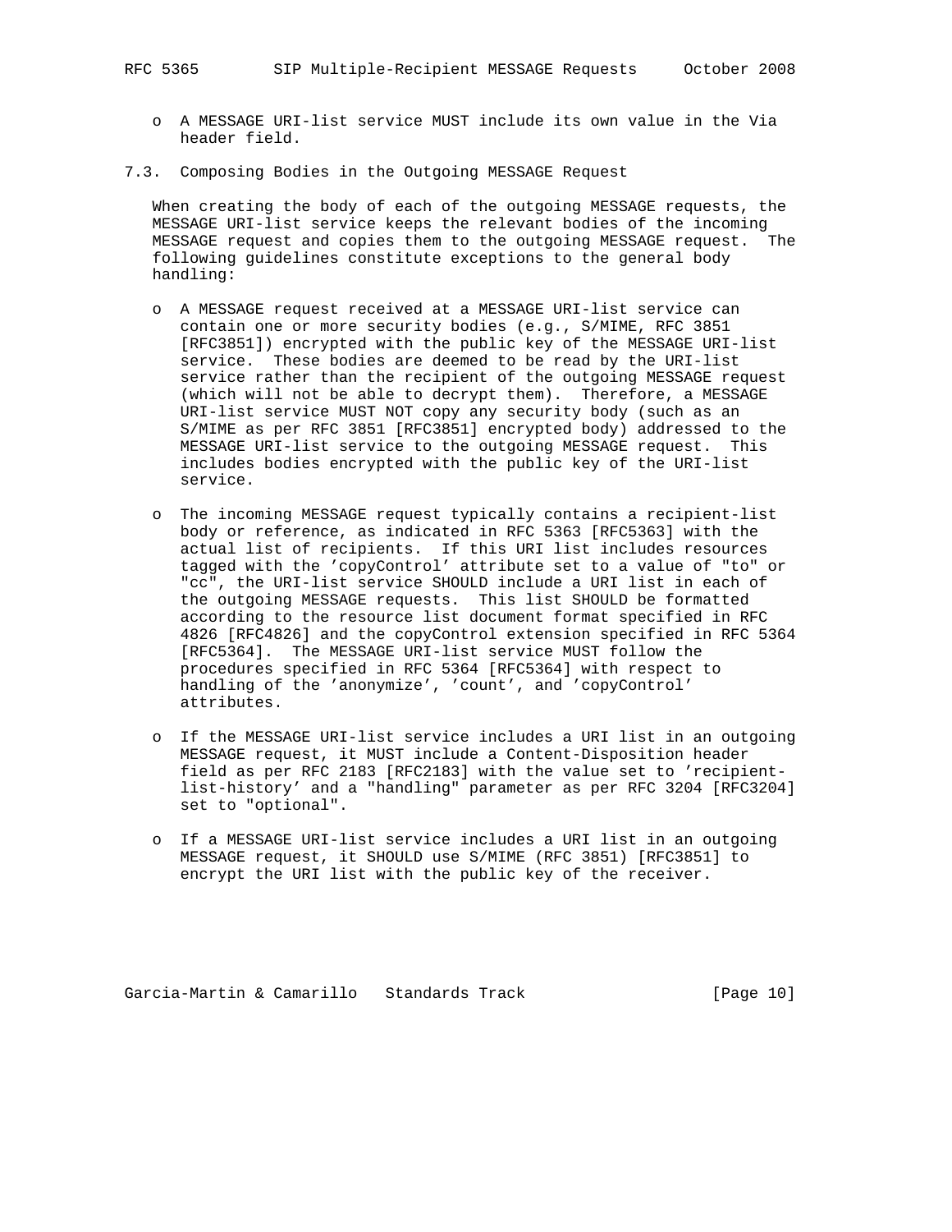- A MESSAGE URI-list service MUST include its own value in the Via header field.

## 7.3. Composing Bodies in the Outgoing MESSAGE Request

When creating the body of each of the outgoing MESSAGE requests, the MESSAGE URI-list service keeps the relevant bodies of the incoming MESSAGE request and copies them to the outgoing MESSAGE request. The following guidelines constitute exceptions to the general body handling:

- A MESSAGE request received at a MESSAGE URI-list service can contain one or more security bodies (e.g., S/MIME, RFC 3851 [RFC3851]) encrypted with the public key of the MESSAGE URI-list service. These bodies are deemed to be read by the URI-list service rather than the recipient of the outgoing MESSAGE request (which will not be able to decrypt them). Therefore, a MESSAGE URI-list service MUST NOT copy any security body (such as an S/MIME as per RFC 3851 [RFC3851] encrypted body) addressed to the MESSAGE URI-list service to the outgoing MESSAGE request. This includes bodies encrypted with the public key of the URI-list service.

- The incoming MESSAGE request typically contains a recipient-list body or reference, as indicated in RFC 5363 [RFC5363] with the actual list of recipients. If this URI list includes resources tagged with the 'copyControl' attribute set to a value of "to" or "cc", the URI-list service SHOULD include a URI list in each of the outgoing MESSAGE requests. This list SHOULD be formatted according to the resource list document format specified in RFC 4826 [RFC4826] and the copyControl extension specified in RFC 5364 [RFC5364]. The MESSAGE URI-list service MUST follow the procedures specified in RFC 5364 [RFC5364] with respect to handling of the 'anonymize', 'count', and 'copyControl' attributes.

- If the MESSAGE URI-list service includes a URI list in an outgoing MESSAGE request, it MUST include a Content-Disposition header field as per RFC 2183 [RFC2183] with the value set to 'recipient-list-history' and a "handling" parameter as per RFC 3204 [RFC3204] set to "optional".

- If a MESSAGE URI-list service includes a URI list in an outgoing MESSAGE request, it SHOULD use S/MIME (RFC 3851) [RFC3851] to encrypt the URI list with the public key of the receiver.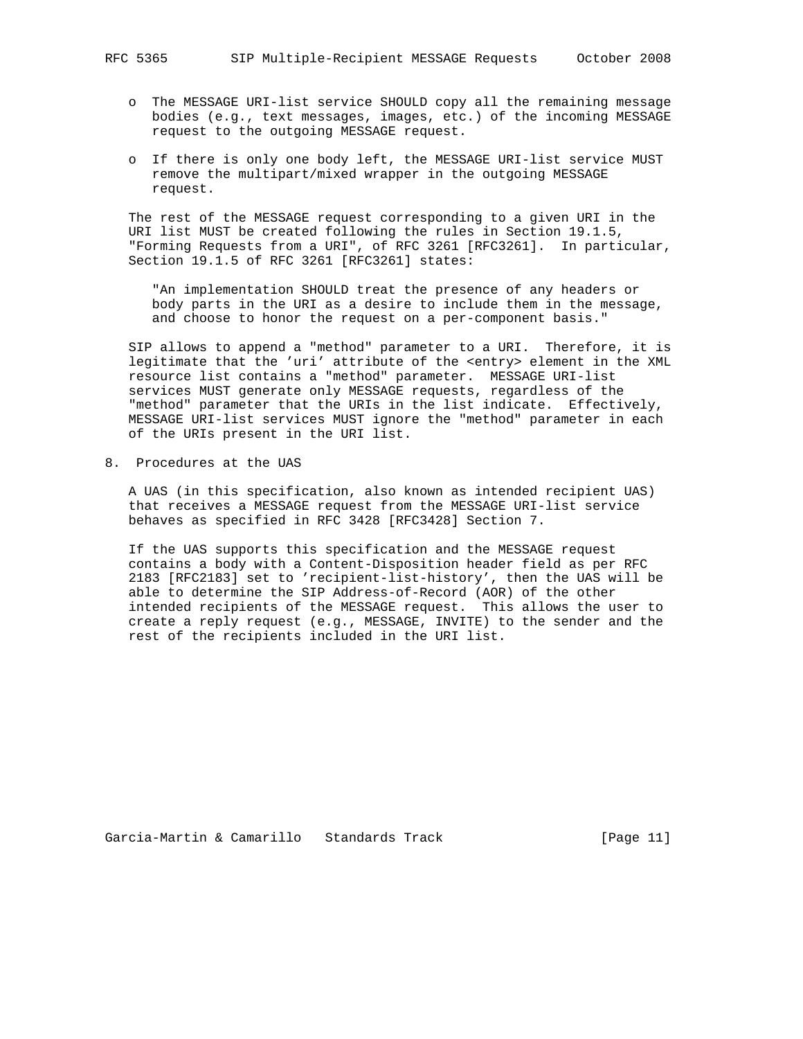- The MESSAGE URI-list service SHOULD copy all the remaining message bodies (e.g., text messages, images, etc.) of the incoming MESSAGE request to the outgoing MESSAGE request.

- If there is only one body left, the MESSAGE URI-list service MUST remove the multipart/mixed wrapper in the outgoing MESSAGE request.

The rest of the MESSAGE request corresponding to a given URI in the URI list MUST be created following the rules in Section 19.1.5, "Forming Requests from a URI", of RFC 3261 [RFC3261]. In particular, Section 19.1.5 of RFC 3261 [RFC3261] states:

> "An implementation SHOULD treat the presence of any headers or body parts in the URI as a desire to include them in the message, and choose to honor the request on a per-component basis."

SIP allows to append a "method" parameter to a URI. Therefore, it is legitimate that the 'uri' attribute of the <entry> element in the XML resource list contains a "method" parameter. MESSAGE URI-list services MUST generate only MESSAGE requests, regardless of the "method" parameter that the URIs in the list indicate. Effectively, MESSAGE URI-list services MUST ignore the "method" parameter in each of the URIs present in the URI list.

## 8. Procedures at the UAS

A UAS (in this specification, also known as intended recipient UAS) that receives a MESSAGE request from the MESSAGE URI-list service behaves as specified in RFC 3428 [RFC3428] Section 7.

If the UAS supports this specification and the MESSAGE request contains a body with a Content-Disposition header field as per RFC 2183 [RFC2183] set to 'recipient-list-history', then the UAS will be able to determine the SIP Address-of-Record (AOR) of the other intended recipients of the MESSAGE request. This allows the user to create a reply request (e.g., MESSAGE, INVITE) to the sender and the rest of the recipients included in the URI list.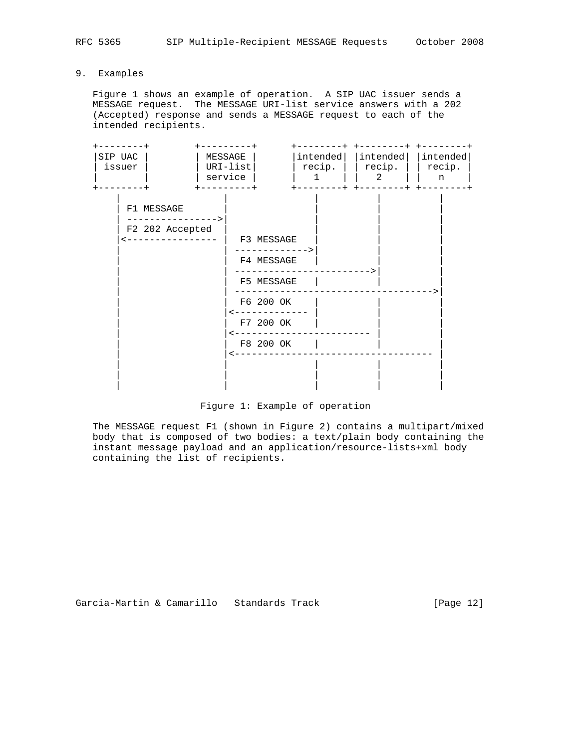## 9. Examples

Figure 1 shows an example of operation. A SIP UAC issuer sends a MESSAGE request. The MESSAGE URI-list service answers with a 202 (Accepted) response and sends a MESSAGE request to each of the intended recipients.

```
+--------+        +---------+      +--------+ +--------+ +--------+
|SIP UAC |        | MESSAGE |      |intended| |intended| |intended|
| issuer |        | URI-list|      | recip. | | recip. | | recip. |
|        |        | service |      |   1    | |   2    | |   n    |
+--------+        +---------+      +--------+ +--------+ +--------+
    |                  |                |          |          |
    | F1 MESSAGE       |                |          |          |
    | ---------------->|                |          |          |
    | F2 202 Accepted  |                |          |          |
    |<---------------- |  F3 MESSAGE    |          |          |
    |                  | ------------->|          |          |
    |                  |  F4 MESSAGE    |          |          |
    |                  | ------------------------>|          |
    |                  |  F5 MESSAGE    |          |          |
    |                  | ----------------------------------->|
    |                  |  F6 200 OK     |          |          |
    |                  |<------------- |          |          |
    |                  |  F7 200 OK     |          |          |
    |                  |<------------------------ |          |
    |                  |  F8 200 OK     |          |          |
    |                  |<----------------------------------- |
    |                  |                |          |          |
    |                  |                |          |          |
    |                  |                |          |          |
```

Figure 1: Example of operation

The MESSAGE request F1 (shown in Figure 2) contains a multipart/mixed body that is composed of two bodies: a text/plain body containing the instant message payload and an application/resource-lists+xml body containing the list of recipients.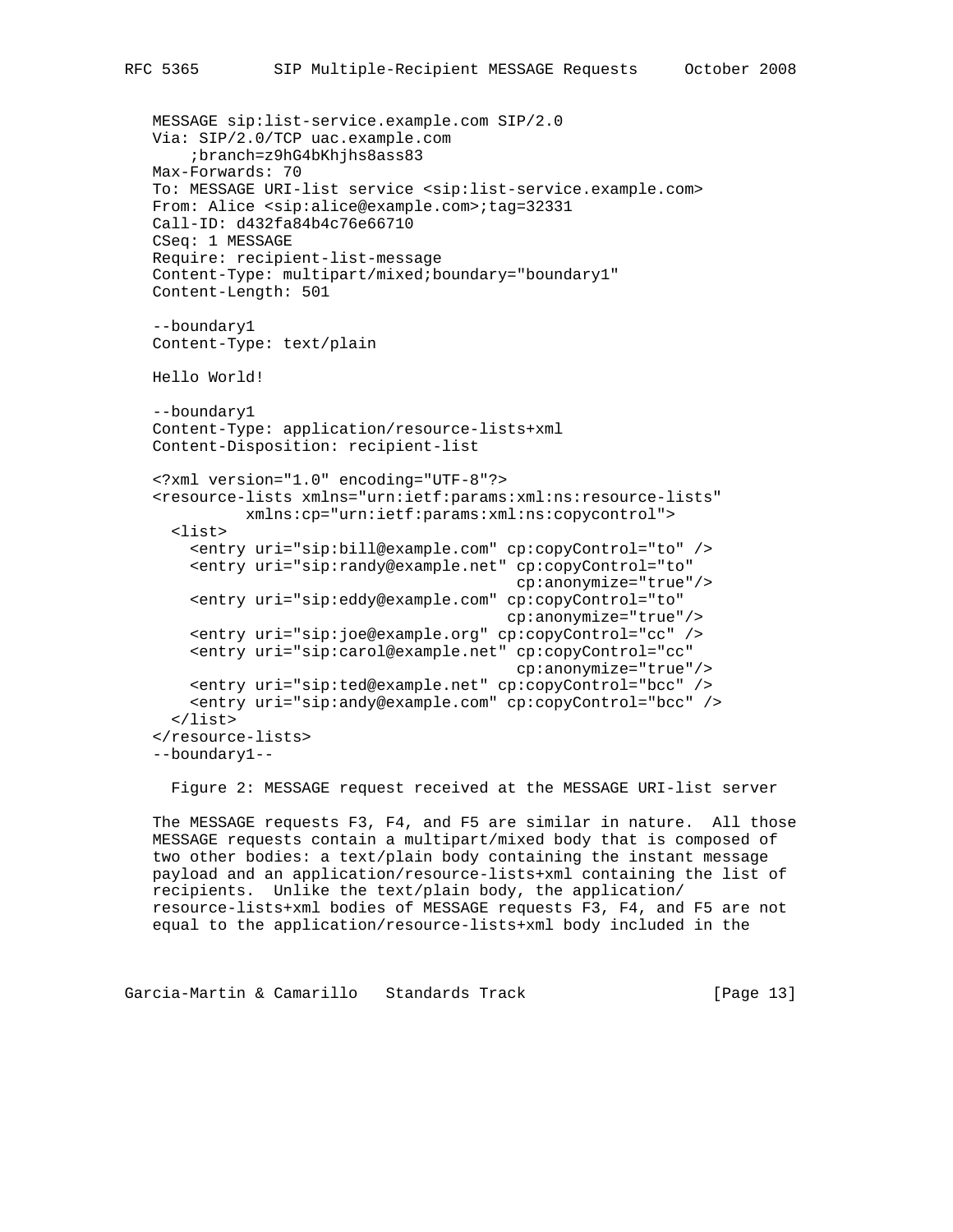```
MESSAGE sip:list-service.example.com SIP/2.0
Via: SIP/2.0/TCP uac.example.com
    ;branch=z9hG4bKhjhs8ass83
Max-Forwards: 70
To: MESSAGE URI-list service <sip:list-service.example.com>
From: Alice <sip:alice@example.com>;tag=32331
Call-ID: d432fa84b4c76e66710
CSeq: 1 MESSAGE
Require: recipient-list-message
Content-Type: multipart/mixed;boundary="boundary1"
Content-Length: 501

--boundary1
Content-Type: text/plain

Hello World!

--boundary1
Content-Type: application/resource-lists+xml
Content-Disposition: recipient-list

<?xml version="1.0" encoding="UTF-8"?>
<resource-lists xmlns="urn:ietf:params:xml:ns:resource-lists"
          xmlns:cp="urn:ietf:params:xml:ns:copycontrol">
  <list>
    <entry uri="sip:bill@example.com" cp:copyControl="to" />
    <entry uri="sip:randy@example.net" cp:copyControl="to"
                                       cp:anonymize="true"/>
    <entry uri="sip:eddy@example.com" cp:copyControl="to"
                                      cp:anonymize="true"/>
    <entry uri="sip:joe@example.org" cp:copyControl="cc" />
    <entry uri="sip:carol@example.net" cp:copyControl="cc"
                                       cp:anonymize="true"/>
    <entry uri="sip:ted@example.net" cp:copyControl="bcc" />
    <entry uri="sip:andy@example.com" cp:copyControl="bcc" />
  </list>
</resource-lists>
--boundary1--
```

Figure 2: MESSAGE request received at the MESSAGE URI-list server

The MESSAGE requests F3, F4, and F5 are similar in nature. All those MESSAGE requests contain a multipart/mixed body that is composed of two other bodies: a text/plain body containing the instant message payload and an application/resource-lists+xml containing the list of recipients. Unlike the text/plain body, the application/resource-lists+xml bodies of MESSAGE requests F3, F4, and F5 are not equal to the application/resource-lists+xml body included in the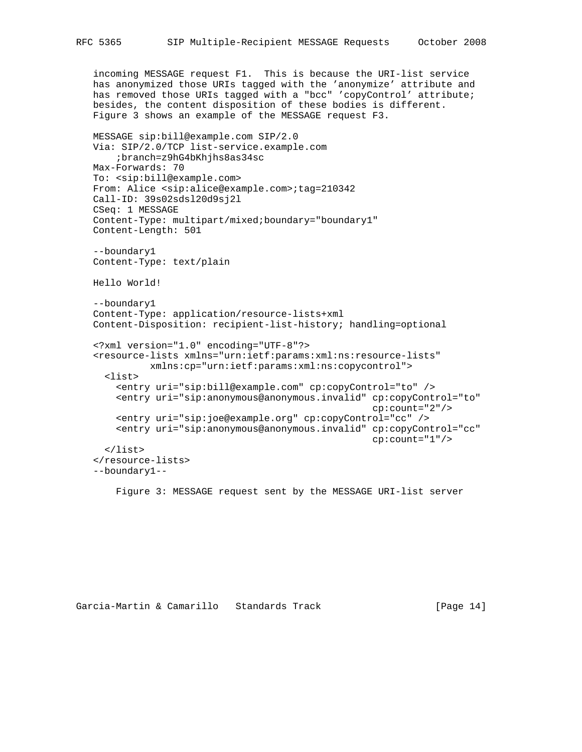incoming MESSAGE request F1. This is because the URI-list service has anonymized those URIs tagged with the 'anonymize' attribute and has removed those URIs tagged with a "bcc" 'copyControl' attribute; besides, the content disposition of these bodies is different. Figure 3 shows an example of the MESSAGE request F3.

```
MESSAGE sip:bill@example.com SIP/2.0
Via: SIP/2.0/TCP list-service.example.com
    ;branch=z9hG4bKhjhs8as34sc
Max-Forwards: 70
To: <sip:bill@example.com>
From: Alice <sip:alice@example.com>;tag=210342
Call-ID: 39s02sdsl20d9sj2l
CSeq: 1 MESSAGE
Content-Type: multipart/mixed;boundary="boundary1"
Content-Length: 501

--boundary1
Content-Type: text/plain

Hello World!

--boundary1
Content-Type: application/resource-lists+xml
Content-Disposition: recipient-list-history; handling=optional

<?xml version="1.0" encoding="UTF-8"?>
<resource-lists xmlns="urn:ietf:params:xml:ns:resource-lists"
          xmlns:cp="urn:ietf:params:xml:ns:copycontrol">
  <list>
    <entry uri="sip:bill@example.com" cp:copyControl="to" />
    <entry uri="sip:anonymous@anonymous.invalid" cp:copyControl="to"
                                             cp:count="2"/>
    <entry uri="sip:joe@example.org" cp:copyControl="cc" />
    <entry uri="sip:anonymous@anonymous.invalid" cp:copyControl="cc"
                                             cp:count="1"/>
  </list>
</resource-lists>
--boundary1--
```

Figure 3: MESSAGE request sent by the MESSAGE URI-list server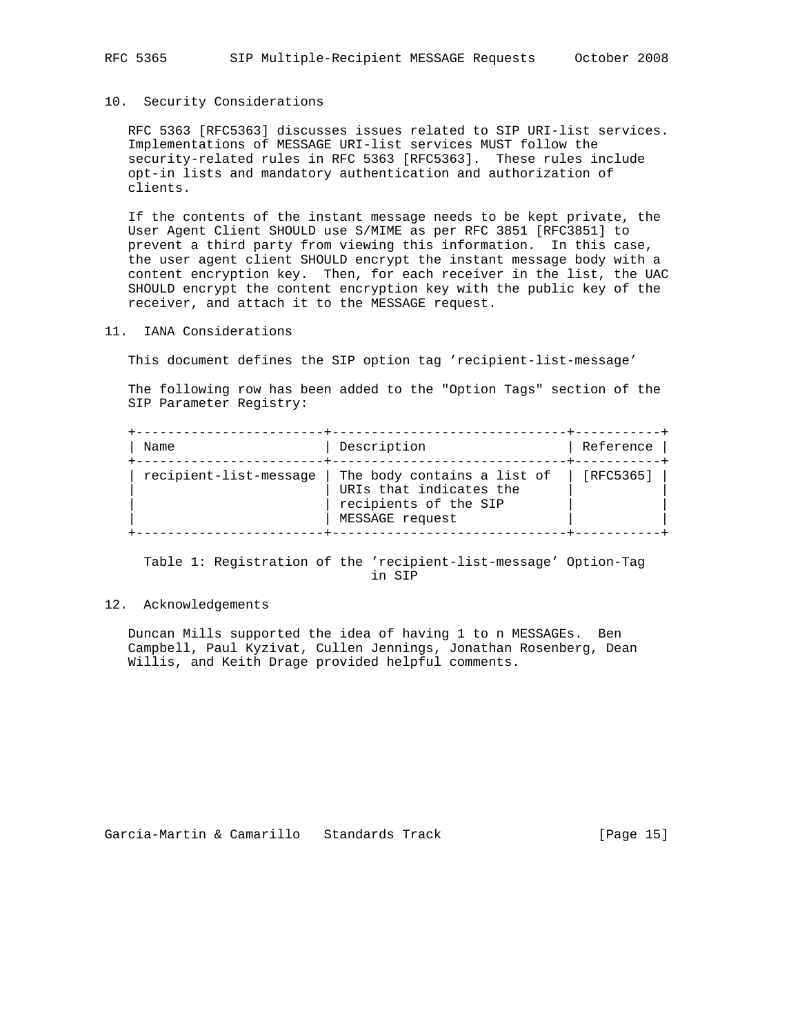## 10. Security Considerations

RFC 5363 [RFC5363] discusses issues related to SIP URI-list services. Implementations of MESSAGE URI-list services MUST follow the security-related rules in RFC 5363 [RFC5363]. These rules include opt-in lists and mandatory authentication and authorization of clients.

If the contents of the instant message needs to be kept private, the User Agent Client SHOULD use S/MIME as per RFC 3851 [RFC3851] to prevent a third party from viewing this information. In this case, the user agent client SHOULD encrypt the instant message body with a content encryption key. Then, for each receiver in the list, the UAC SHOULD encrypt the content encryption key with the public key of the receiver, and attach it to the MESSAGE request.

## 11. IANA Considerations

This document defines the SIP option tag 'recipient-list-message'

The following row has been added to the "Option Tags" section of the SIP Parameter Registry:

| Name | Description | Reference |
|---|---|---|
| recipient-list-message | The body contains a list of URIs that indicates the recipients of the SIP MESSAGE request | [RFC5365] |

Table 1: Registration of the 'recipient-list-message' Option-Tag in SIP

## 12. Acknowledgements

Duncan Mills supported the idea of having 1 to n MESSAGEs. Ben Campbell, Paul Kyzivat, Cullen Jennings, Jonathan Rosenberg, Dean Willis, and Keith Drage provided helpful comments.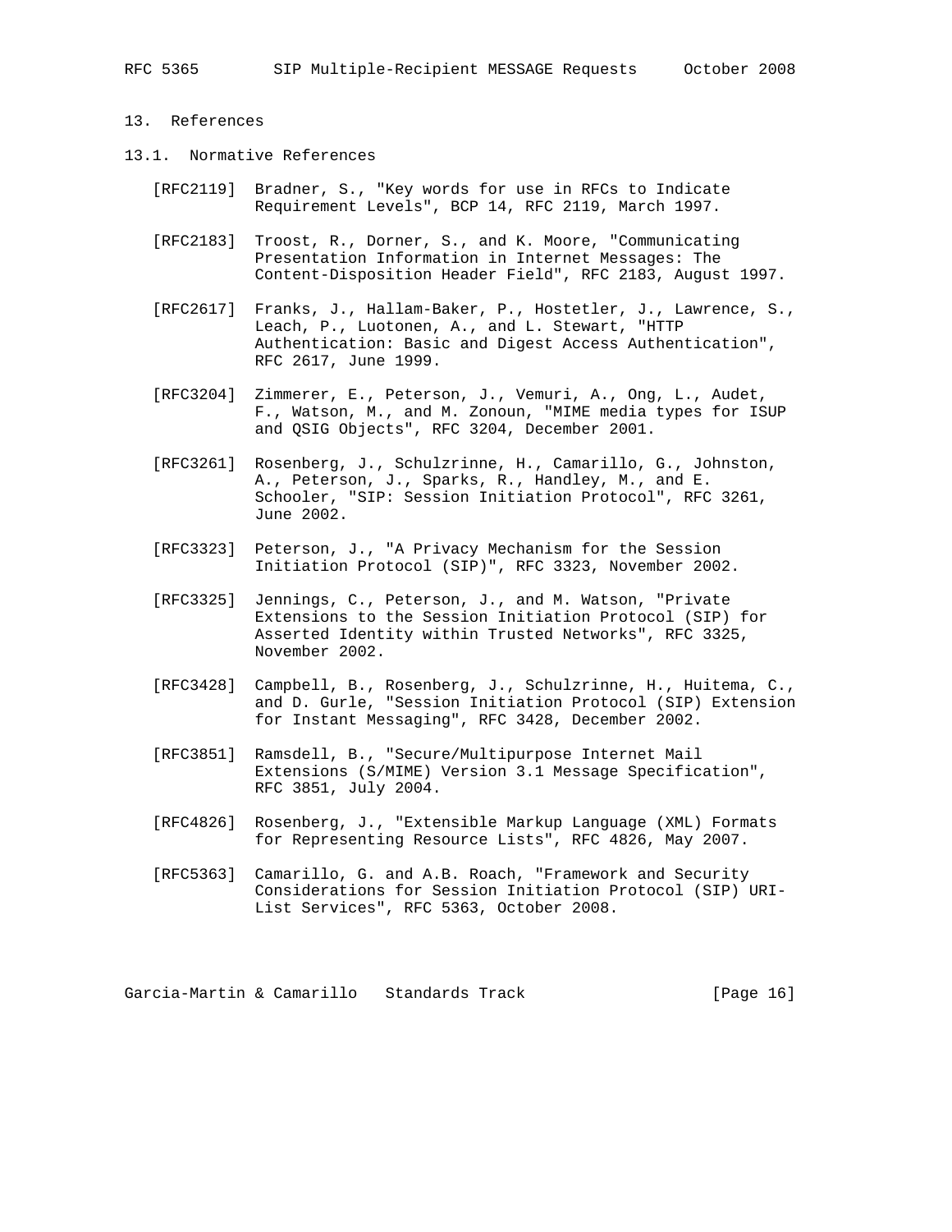## 13. References

### 13.1. Normative References

[RFC2119] Bradner, S., "Key words for use in RFCs to Indicate Requirement Levels", BCP 14, RFC 2119, March 1997.

[RFC2183] Troost, R., Dorner, S., and K. Moore, "Communicating Presentation Information in Internet Messages: The Content-Disposition Header Field", RFC 2183, August 1997.

[RFC2617] Franks, J., Hallam-Baker, P., Hostetler, J., Lawrence, S., Leach, P., Luotonen, A., and L. Stewart, "HTTP Authentication: Basic and Digest Access Authentication", RFC 2617, June 1999.

[RFC3204] Zimmerer, E., Peterson, J., Vemuri, A., Ong, L., Audet, F., Watson, M., and M. Zonoun, "MIME media types for ISUP and QSIG Objects", RFC 3204, December 2001.

[RFC3261] Rosenberg, J., Schulzrinne, H., Camarillo, G., Johnston, A., Peterson, J., Sparks, R., Handley, M., and E. Schooler, "SIP: Session Initiation Protocol", RFC 3261, June 2002.

[RFC3323] Peterson, J., "A Privacy Mechanism for the Session Initiation Protocol (SIP)", RFC 3323, November 2002.

[RFC3325] Jennings, C., Peterson, J., and M. Watson, "Private Extensions to the Session Initiation Protocol (SIP) for Asserted Identity within Trusted Networks", RFC 3325, November 2002.

[RFC3428] Campbell, B., Rosenberg, J., Schulzrinne, H., Huitema, C., and D. Gurle, "Session Initiation Protocol (SIP) Extension for Instant Messaging", RFC 3428, December 2002.

[RFC3851] Ramsdell, B., "Secure/Multipurpose Internet Mail Extensions (S/MIME) Version 3.1 Message Specification", RFC 3851, July 2004.

[RFC4826] Rosenberg, J., "Extensible Markup Language (XML) Formats for Representing Resource Lists", RFC 4826, May 2007.

[RFC5363] Camarillo, G. and A.B. Roach, "Framework and Security Considerations for Session Initiation Protocol (SIP) URI-List Services", RFC 5363, October 2008.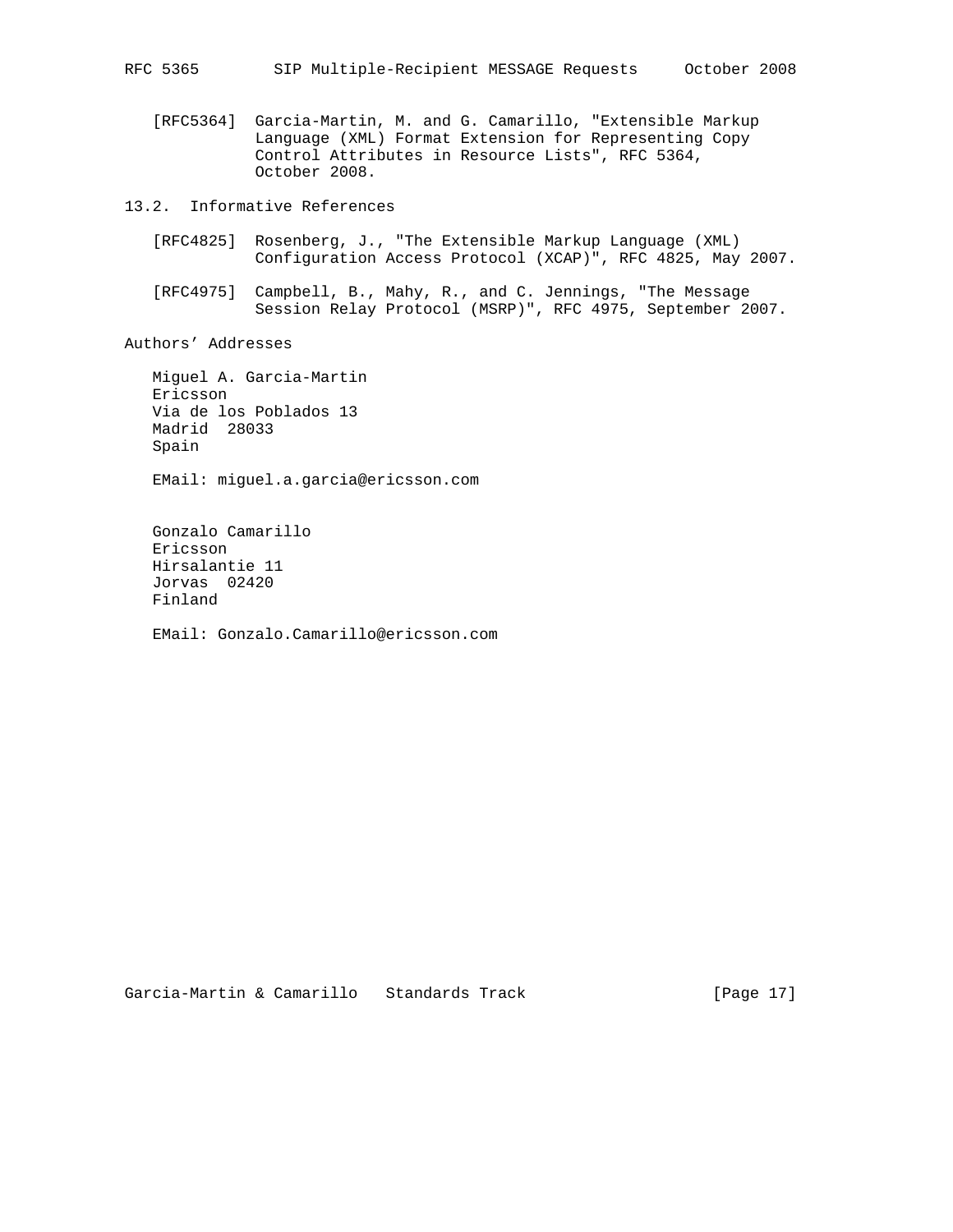[RFC5364] Garcia-Martin, M. and G. Camarillo, "Extensible Markup Language (XML) Format Extension for Representing Copy Control Attributes in Resource Lists", RFC 5364, October 2008.

### 13.2. Informative References

[RFC4825] Rosenberg, J., "The Extensible Markup Language (XML) Configuration Access Protocol (XCAP)", RFC 4825, May 2007.

[RFC4975] Campbell, B., Mahy, R., and C. Jennings, "The Message Session Relay Protocol (MSRP)", RFC 4975, September 2007.

## Authors' Addresses

Miguel A. Garcia-Martin
Ericsson
Via de los Poblados 13
Madrid 28033
Spain

EMail: miguel.a.garcia@ericsson.com

Gonzalo Camarillo
Ericsson
Hirsalantie 11
Jorvas 02420
Finland

EMail: Gonzalo.Camarillo@ericsson.com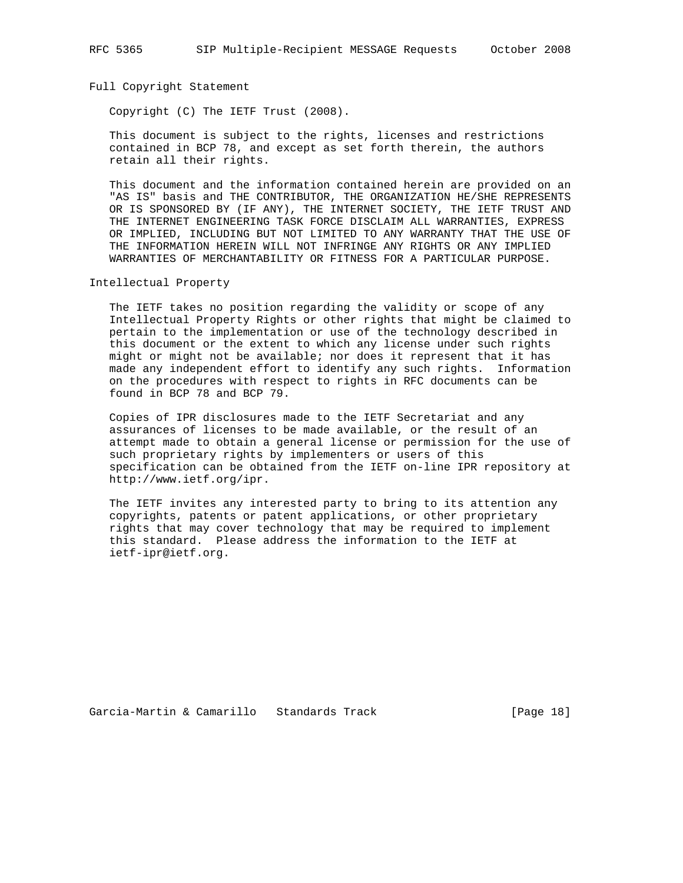## Full Copyright Statement

Copyright (C) The IETF Trust (2008).

This document is subject to the rights, licenses and restrictions contained in BCP 78, and except as set forth therein, the authors retain all their rights.

This document and the information contained herein are provided on an "AS IS" basis and THE CONTRIBUTOR, THE ORGANIZATION HE/SHE REPRESENTS OR IS SPONSORED BY (IF ANY), THE INTERNET SOCIETY, THE IETF TRUST AND THE INTERNET ENGINEERING TASK FORCE DISCLAIM ALL WARRANTIES, EXPRESS OR IMPLIED, INCLUDING BUT NOT LIMITED TO ANY WARRANTY THAT THE USE OF THE INFORMATION HEREIN WILL NOT INFRINGE ANY RIGHTS OR ANY IMPLIED WARRANTIES OF MERCHANTABILITY OR FITNESS FOR A PARTICULAR PURPOSE.

## Intellectual Property

The IETF takes no position regarding the validity or scope of any Intellectual Property Rights or other rights that might be claimed to pertain to the implementation or use of the technology described in this document or the extent to which any license under such rights might or might not be available; nor does it represent that it has made any independent effort to identify any such rights. Information on the procedures with respect to rights in RFC documents can be found in BCP 78 and BCP 79.

Copies of IPR disclosures made to the IETF Secretariat and any assurances of licenses to be made available, or the result of an attempt made to obtain a general license or permission for the use of such proprietary rights by implementers or users of this specification can be obtained from the IETF on-line IPR repository at http://www.ietf.org/ipr.

The IETF invites any interested party to bring to its attention any copyrights, patents or patent applications, or other proprietary rights that may cover technology that may be required to implement this standard. Please address the information to the IETF at ietf-ipr@ietf.org.